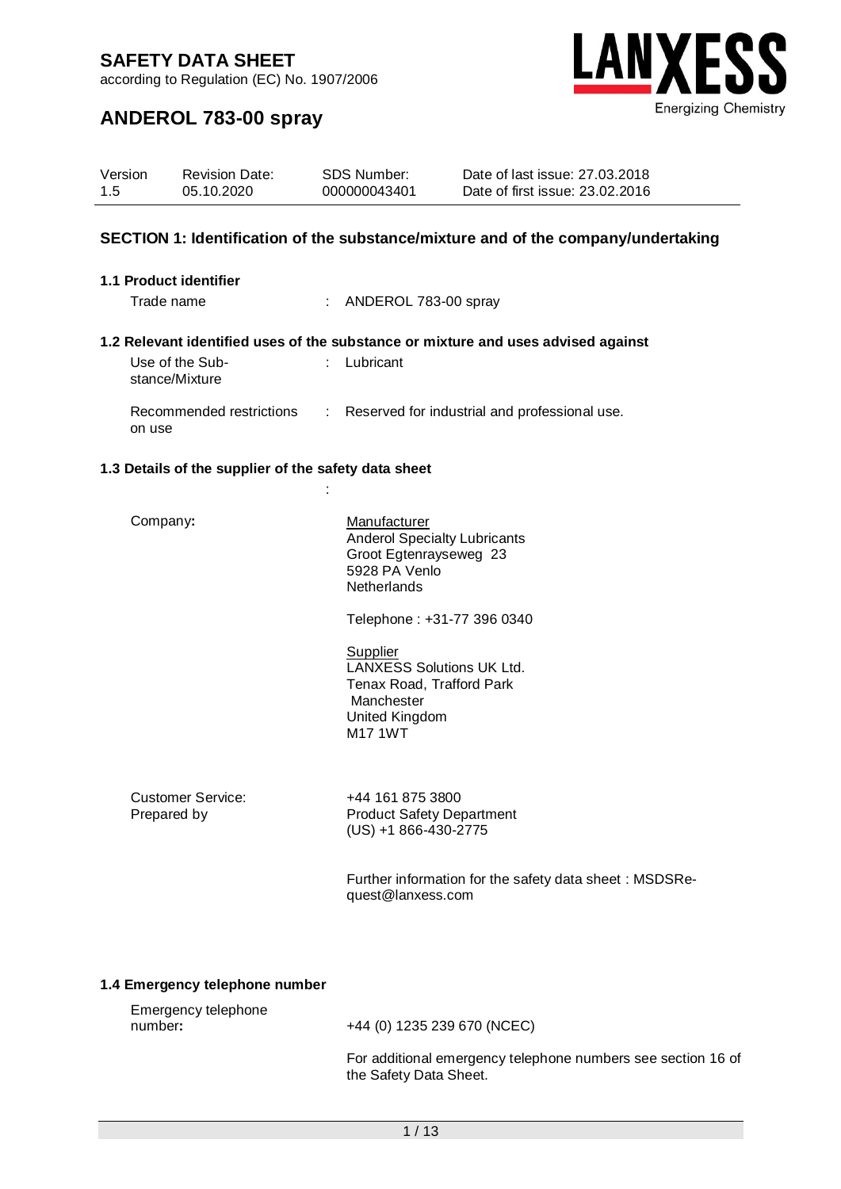# SAFETY DATA SHEET

according to Regulation (EC) No. 1907/2006

LANXESS
Energizing Chemistry

## ANDEROL 783-00 spray

| Version | Revision Date: | SDS Number: | Date of last issue: 27.03.2018 |
|---|---|---|---|
| 1.5 | 05.10.2020 | 000000043401 | Date of first issue: 23.02.2016 |

## SECTION 1: Identification of the substance/mixture and of the company/undertaking

### 1.1 Product identifier

Trade name : ANDEROL 783-00 spray

### 1.2 Relevant identified uses of the substance or mixture and uses advised against

Use of the Substance/Mixture : Lubricant

Recommended restrictions on use : Reserved for industrial and professional use.

### 1.3 Details of the supplier of the safety data sheet

:

Company:

Manufacturer
Anderol Specialty Lubricants
Groot Egtenrayseweg 23
5928 PA Venlo
Netherlands

Telephone : +31-77 396 0340

Supplier
LANXESS Solutions UK Ltd.
Tenax Road, Trafford Park
Manchester
United Kingdom
M17 1WT

Customer Service: +44 161 875 3800

Prepared by: Product Safety Department
(US) +1 866-430-2775

Further information for the safety data sheet : MSDSRequest@lanxess.com

### 1.4 Emergency telephone number

Emergency telephone number: +44 (0) 1235 239 670 (NCEC)

For additional emergency telephone numbers see section 16 of the Safety Data Sheet.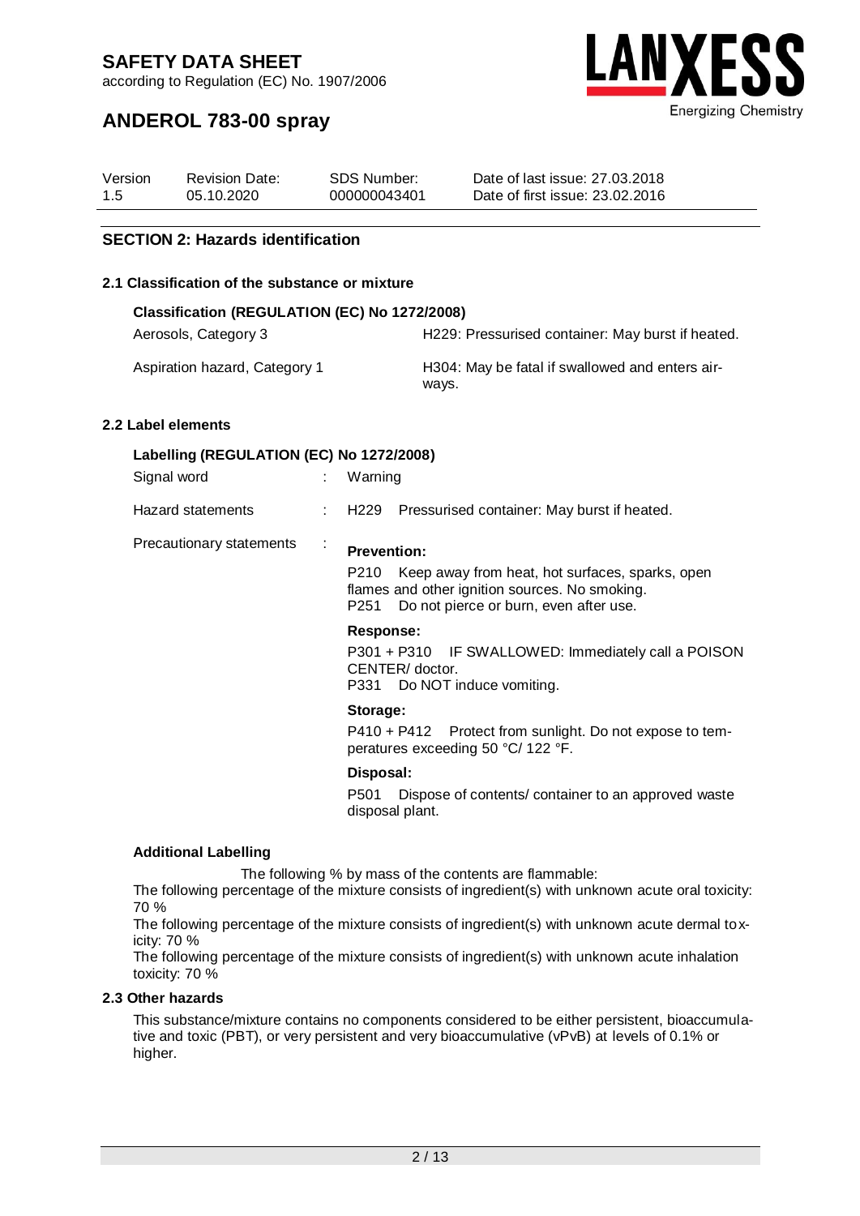## SECTION 2: Hazards identification

### 2.1 Classification of the substance or mixture

**Classification (REGULATION (EC) No 1272/2008)**

| | |
|---|---|
| Aerosols, Category 3 | H229: Pressurised container: May burst if heated. |
| Aspiration hazard, Category 1 | H304: May be fatal if swallowed and enters airways. |

### 2.2 Label elements

**Labelling (REGULATION (EC) No 1272/2008)**

Signal word : Warning

Hazard statements : H229 Pressurised container: May burst if heated.

Precautionary statements :

**Prevention:**

P210 Keep away from heat, hot surfaces, sparks, open flames and other ignition sources. No smoking.
P251 Do not pierce or burn, even after use.

**Response:**

P301 + P310 IF SWALLOWED: Immediately call a POISON CENTER/ doctor.
P331 Do NOT induce vomiting.

**Storage:**

P410 + P412 Protect from sunlight. Do not expose to temperatures exceeding 50 °C/ 122 °F.

**Disposal:**

P501 Dispose of contents/ container to an approved waste disposal plant.

**Additional Labelling**

The following % by mass of the contents are flammable:
The following percentage of the mixture consists of ingredient(s) with unknown acute oral toxicity: 70 %
The following percentage of the mixture consists of ingredient(s) with unknown acute dermal toxicity: 70 %
The following percentage of the mixture consists of ingredient(s) with unknown acute inhalation toxicity: 70 %

### 2.3 Other hazards

This substance/mixture contains no components considered to be either persistent, bioaccumulative and toxic (PBT), or very persistent and very bioaccumulative (vPvB) at levels of 0.1% or higher.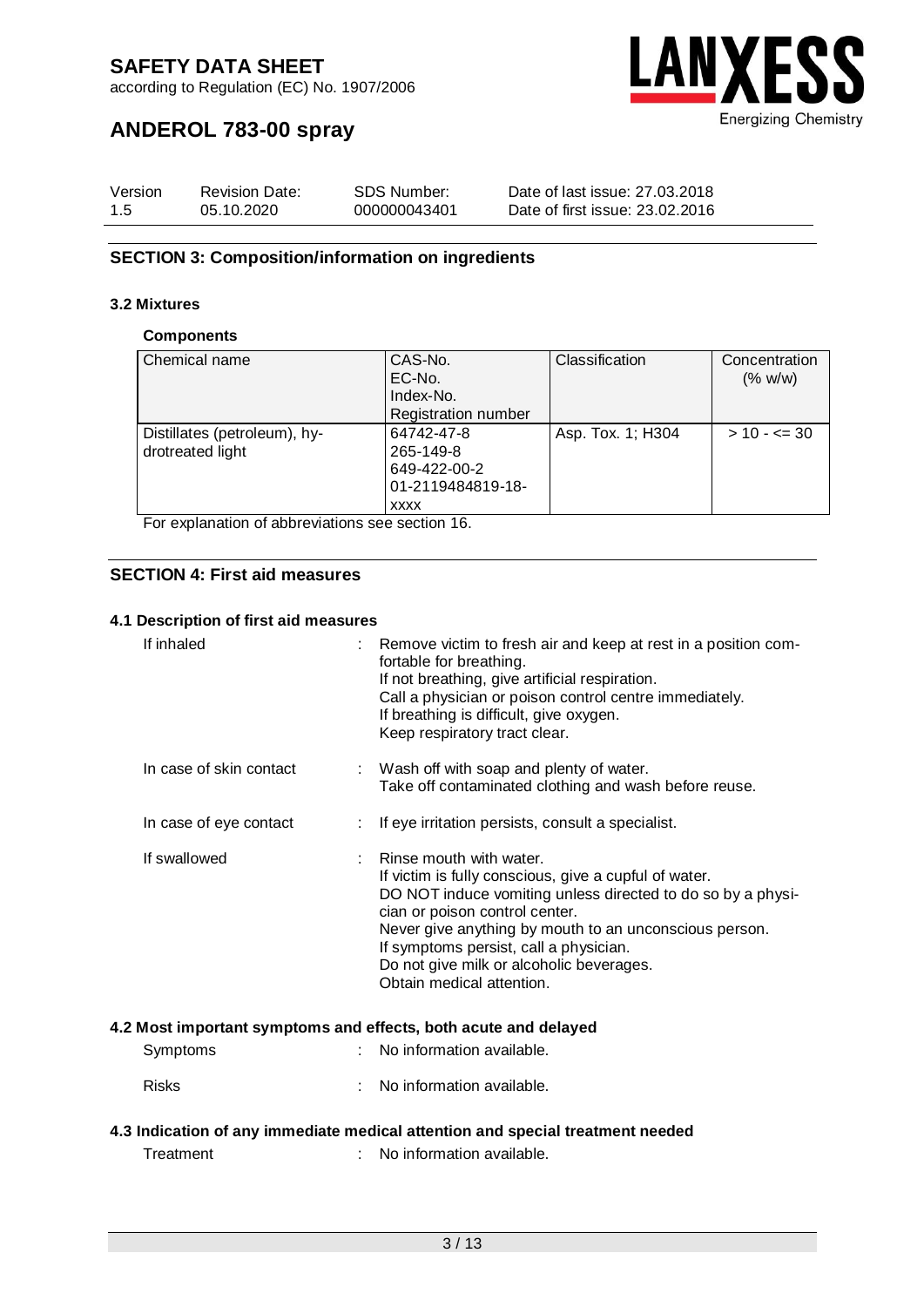## SECTION 3: Composition/information on ingredients

### 3.2 Mixtures

**Components**

| Chemical name | CAS-No.<br>EC-No.<br>Index-No.<br>Registration number | Classification | Concentration (% w/w) |
|---|---|---|---|
| Distillates (petroleum), hydrotreated light | 64742-47-8<br>265-149-8<br>649-422-00-2<br>01-2119484819-18-xxxx | Asp. Tox. 1; H304 | > 10 - <= 30 |

For explanation of abbreviations see section 16.

## SECTION 4: First aid measures

### 4.1 Description of first aid measures

If inhaled : Remove victim to fresh air and keep at rest in a position comfortable for breathing.
If not breathing, give artificial respiration.
Call a physician or poison control centre immediately.
If breathing is difficult, give oxygen.
Keep respiratory tract clear.

In case of skin contact : Wash off with soap and plenty of water.
Take off contaminated clothing and wash before reuse.

In case of eye contact : If eye irritation persists, consult a specialist.

If swallowed : Rinse mouth with water.
If victim is fully conscious, give a cupful of water.
DO NOT induce vomiting unless directed to do so by a physician or poison control center.
Never give anything by mouth to an unconscious person.
If symptoms persist, call a physician.
Do not give milk or alcoholic beverages.
Obtain medical attention.

### 4.2 Most important symptoms and effects, both acute and delayed

Symptoms : No information available.

Risks : No information available.

### 4.3 Indication of any immediate medical attention and special treatment needed

Treatment : No information available.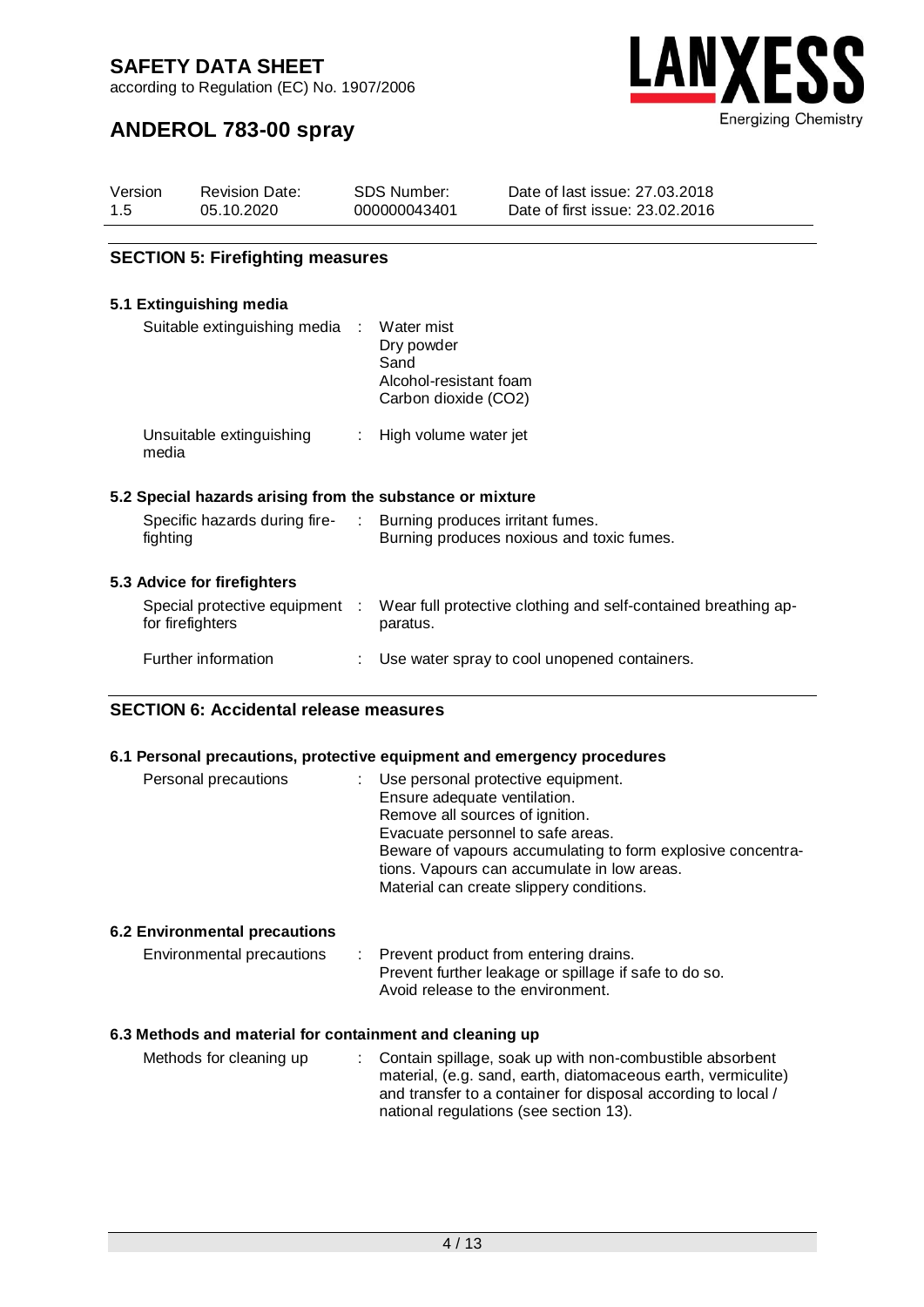## SECTION 5: Firefighting measures

### 5.1 Extinguishing media

| | | |
|---|---|---|
| Suitable extinguishing media | : | Water mist<br>Dry powder<br>Sand<br>Alcohol-resistant foam<br>Carbon dioxide ($CO_2$) |
| Unsuitable extinguishing media | : | High volume water jet |

### 5.2 Special hazards arising from the substance or mixture

| | | |
|---|---|---|
| Specific hazards during fire-fighting | : | Burning produces irritant fumes.<br>Burning produces noxious and toxic fumes. |

### 5.3 Advice for firefighters

| | | |
|---|---|---|
| Special protective equipment for firefighters | : | Wear full protective clothing and self-contained breathing apparatus. |
| Further information | : | Use water spray to cool unopened containers. |

## SECTION 6: Accidental release measures

### 6.1 Personal precautions, protective equipment and emergency procedures

| | | |
|---|---|---|
| Personal precautions | : | Use personal protective equipment.<br>Ensure adequate ventilation.<br>Remove all sources of ignition.<br>Evacuate personnel to safe areas.<br>Beware of vapours accumulating to form explosive concentrations. Vapours can accumulate in low areas.<br>Material can create slippery conditions. |

### 6.2 Environmental precautions

| | | |
|---|---|---|
| Environmental precautions | : | Prevent product from entering drains.<br>Prevent further leakage or spillage if safe to do so.<br>Avoid release to the environment. |

### 6.3 Methods and material for containment and cleaning up

| | | |
|---|---|---|
| Methods for cleaning up | : | Contain spillage, soak up with non-combustible absorbent material, (e.g. sand, earth, diatomaceous earth, vermiculite) and transfer to a container for disposal according to local / national regulations (see section 13). |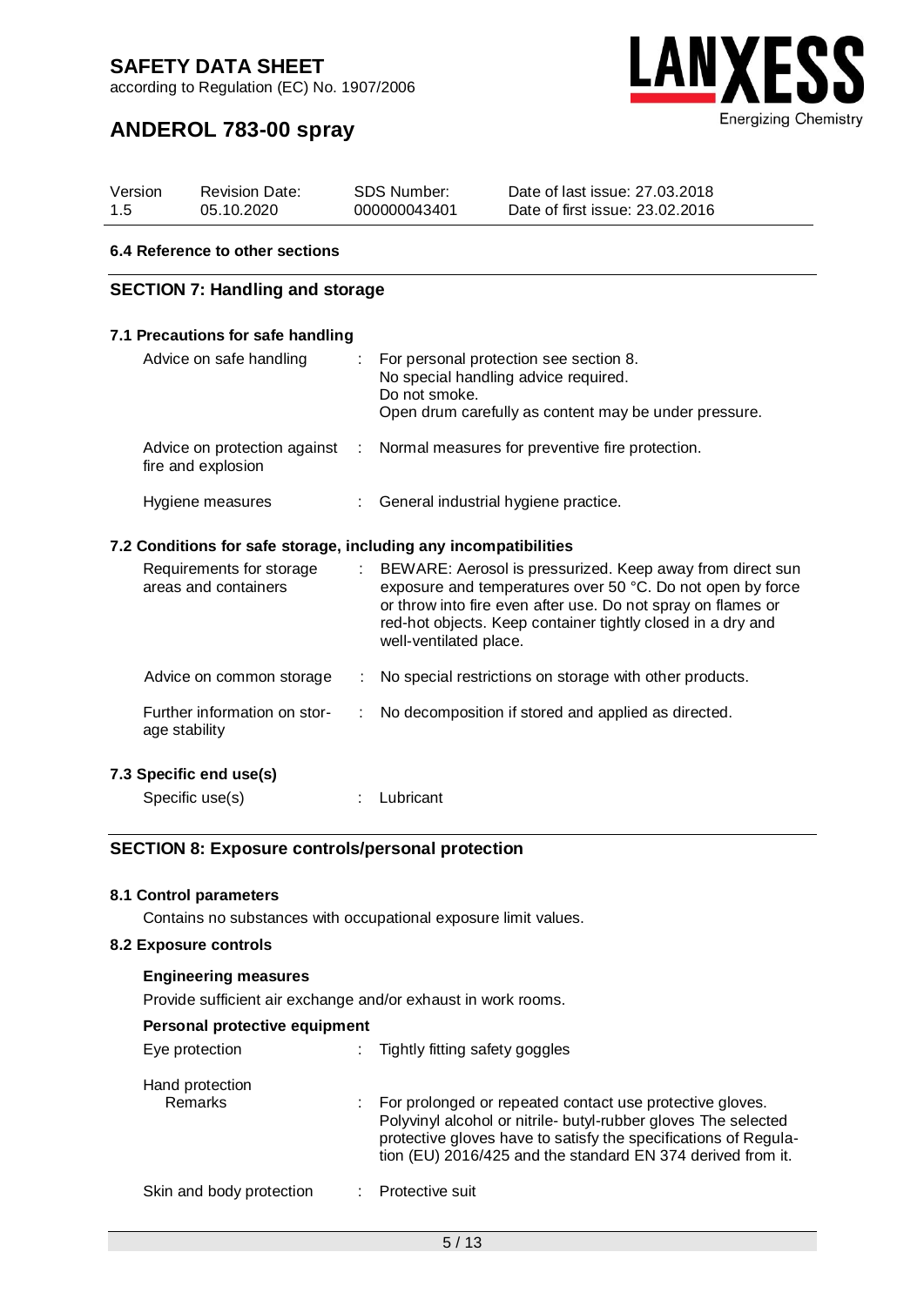### 6.4 Reference to other sections

## SECTION 7: Handling and storage

### 7.1 Precautions for safe handling

| | | |
|---|---|---|
| Advice on safe handling | : | For personal protection see section 8.<br>No special handling advice required.<br>Do not smoke.<br>Open drum carefully as content may be under pressure. |
| Advice on protection against fire and explosion | : | Normal measures for preventive fire protection. |
| Hygiene measures | : | General industrial hygiene practice. |

### 7.2 Conditions for safe storage, including any incompatibilities

| | | |
|---|---|---|
| Requirements for storage areas and containers | : | BEWARE: Aerosol is pressurized. Keep away from direct sun exposure and temperatures over 50 °C. Do not open by force or throw into fire even after use. Do not spray on flames or red-hot objects. Keep container tightly closed in a dry and well-ventilated place. |
| Advice on common storage | : | No special restrictions on storage with other products. |
| Further information on storage stability | : | No decomposition if stored and applied as directed. |

### 7.3 Specific end use(s)

| | | |
|---|---|---|
| Specific use(s) | : | Lubricant |

## SECTION 8: Exposure controls/personal protection

### 8.1 Control parameters

Contains no substances with occupational exposure limit values.

### 8.2 Exposure controls

**Engineering measures**

Provide sufficient air exchange and/or exhaust in work rooms.

**Personal protective equipment**

| | | |
|---|---|---|
| Eye protection | : | Tightly fitting safety goggles |
| Hand protection<br>Remarks | : | For prolonged or repeated contact use protective gloves. Polyvinyl alcohol or nitrile- butyl-rubber gloves The selected protective gloves have to satisfy the specifications of Regulation (EU) 2016/425 and the standard EN 374 derived from it. |
| Skin and body protection | : | Protective suit |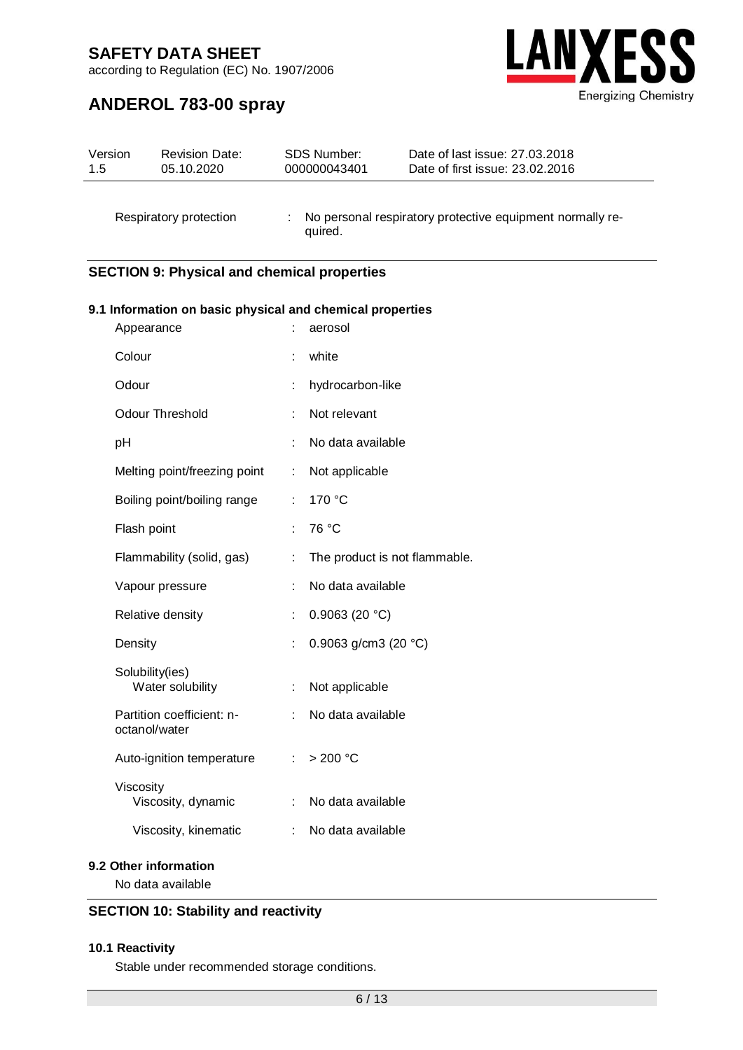| | | |
|---|---|---|
| Respiratory protection | : | No personal respiratory protective equipment normally required. |

## SECTION 9: Physical and chemical properties

### 9.1 Information on basic physical and chemical properties

| | | |
|---|---|---|
| Appearance | : | aerosol |
| Colour | : | white |
| Odour | : | hydrocarbon-like |
| Odour Threshold | : | Not relevant |
| pH | : | No data available |
| Melting point/freezing point | : | Not applicable |
| Boiling point/boiling range | : | 170 °C |
| Flash point | : | 76 °C |
| Flammability (solid, gas) | : | The product is not flammable. |
| Vapour pressure | : | No data available |
| Relative density | : | 0.9063 (20 °C) |
| Density | : | 0.9063 g/cm3 (20 °C) |
| Solubility(ies) Water solubility | : | Not applicable |
| Partition coefficient: n-octanol/water | : | No data available |
| Auto-ignition temperature | : | > 200 °C |
| Viscosity Viscosity, dynamic | : | No data available |
| Viscosity, kinematic | : | No data available |

### 9.2 Other information

No data available

## SECTION 10: Stability and reactivity

### 10.1 Reactivity

Stable under recommended storage conditions.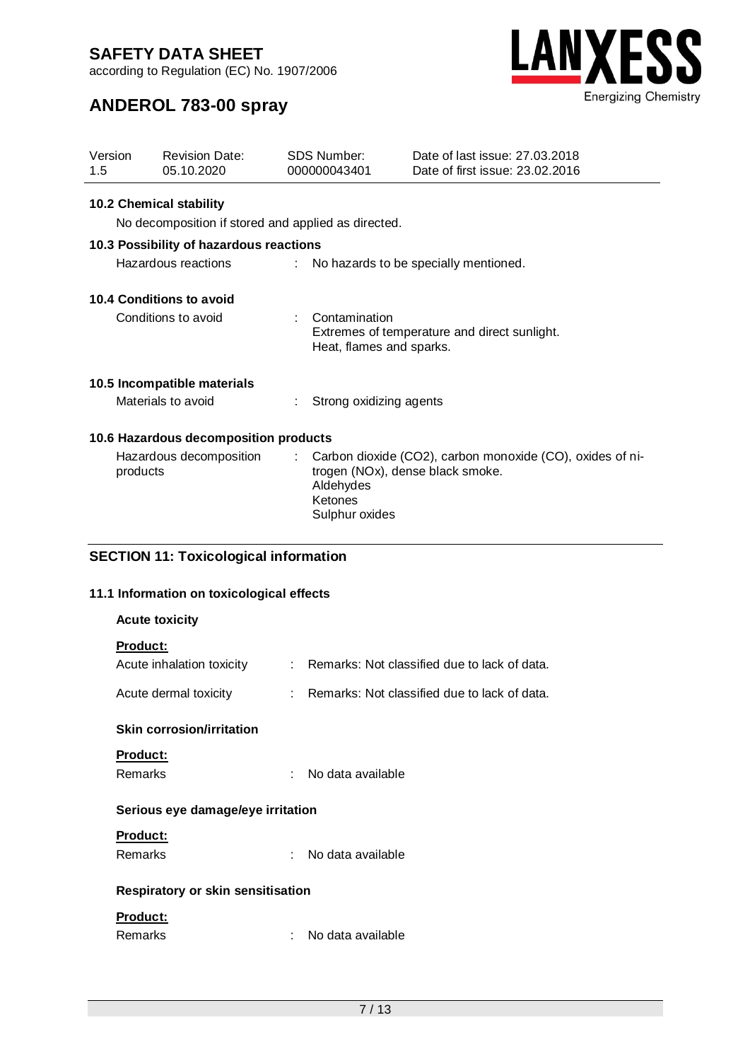#### 10.2 Chemical stability

No decomposition if stored and applied as directed.

#### 10.3 Possibility of hazardous reactions

Hazardous reactions : No hazards to be specially mentioned.

#### 10.4 Conditions to avoid

Conditions to avoid : Contamination
Extremes of temperature and direct sunlight.
Heat, flames and sparks.

#### 10.5 Incompatible materials

Materials to avoid : Strong oxidizing agents

#### 10.6 Hazardous decomposition products

Hazardous decomposition products : Carbon dioxide ($CO_2$), carbon monoxide (CO), oxides of nitrogen ($NO_x$), dense black smoke.
Aldehydes
Ketones
Sulphur oxides

## SECTION 11: Toxicological information

### 11.1 Information on toxicological effects

**Acute toxicity**

**Product:**

Acute inhalation toxicity : Remarks: Not classified due to lack of data.

Acute dermal toxicity : Remarks: Not classified due to lack of data.

**Skin corrosion/irritation**

**Product:**

Remarks : No data available

**Serious eye damage/eye irritation**

**Product:**

Remarks : No data available

**Respiratory or skin sensitisation**

**Product:**

Remarks : No data available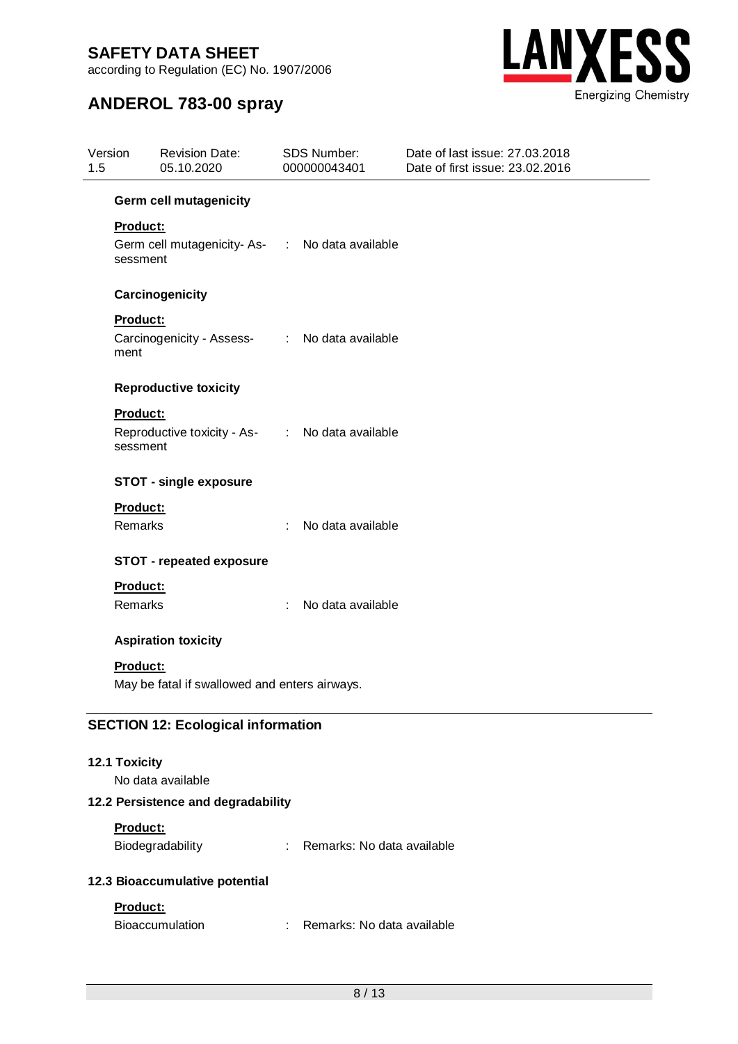**Germ cell mutagenicity**

**Product:**

Germ cell mutagenicity- Assessment : No data available

**Carcinogenicity**

**Product:**

Carcinogenicity - Assessment : No data available

**Reproductive toxicity**

**Product:**

Reproductive toxicity - Assessment : No data available

**STOT - single exposure**

**Product:**

Remarks : No data available

**STOT - repeated exposure**

**Product:**

Remarks : No data available

**Aspiration toxicity**

**Product:**

May be fatal if swallowed and enters airways.

## SECTION 12: Ecological information

### 12.1 Toxicity

No data available

### 12.2 Persistence and degradability

**Product:**

Biodegradability : Remarks: No data available

### 12.3 Bioaccumulative potential

**Product:**

Bioaccumulation : Remarks: No data available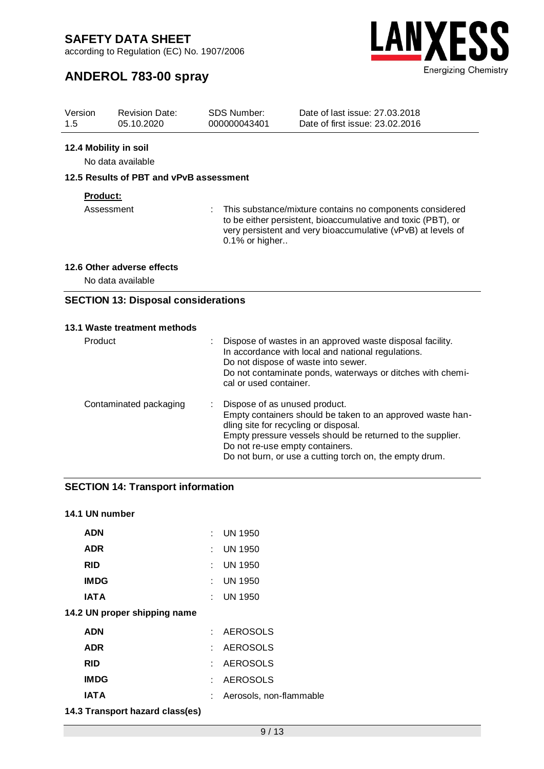#### 12.4 Mobility in soil

No data available

#### 12.5 Results of PBT and vPvB assessment

**Product:**

| | |
|---|---|
| Assessment | : This substance/mixture contains no components considered to be either persistent, bioaccumulative and toxic (PBT), or very persistent and very bioaccumulative (vPvB) at levels of 0.1% or higher.. |

#### 12.6 Other adverse effects

No data available

## SECTION 13: Disposal considerations

#### 13.1 Waste treatment methods

| | |
|---|---|
| Product | : Dispose of wastes in an approved waste disposal facility. In accordance with local and national regulations. Do not dispose of waste into sewer. Do not contaminate ponds, waterways or ditches with chemical or used container. |
| Contaminated packaging | : Dispose of as unused product. Empty containers should be taken to an approved waste handling site for recycling or disposal. Empty pressure vessels should be returned to the supplier. Do not re-use empty containers. Do not burn, or use a cutting torch on, the empty drum. |

## SECTION 14: Transport information

#### 14.1 UN number

| | |
|---|---|
| **ADN** | : UN 1950 |
| **ADR** | : UN 1950 |
| **RID** | : UN 1950 |
| **IMDG** | : UN 1950 |
| **IATA** | : UN 1950 |

#### 14.2 UN proper shipping name

| | |
|---|---|
| **ADN** | : AEROSOLS |
| **ADR** | : AEROSOLS |
| **RID** | : AEROSOLS |
| **IMDG** | : AEROSOLS |
| **IATA** | : Aerosols, non-flammable |

#### 14.3 Transport hazard class(es)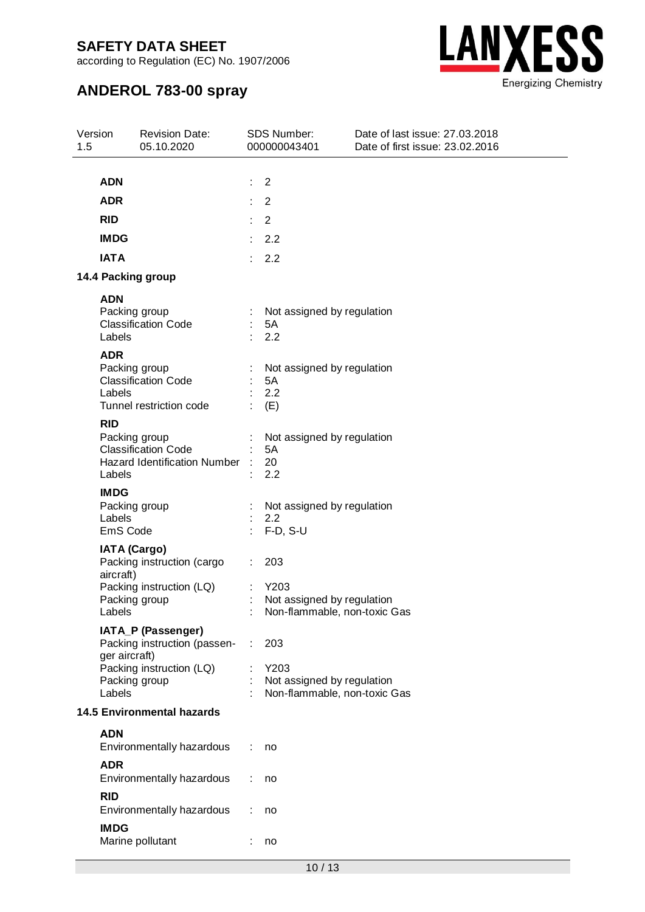| | | |
|---|---|---|
| **ADN** | : | 2 |
| **ADR** | : | 2 |
| **RID** | : | 2 |
| **IMDG** | : | 2.2 |
| **IATA** | : | 2.2 |

### 14.4 Packing group

**ADN**

| | | |
|---|---|---|
| Packing group | : | Not assigned by regulation |
| Classification Code | : | 5A |
| Labels | : | 2.2 |

**ADR**

| | | |
|---|---|---|
| Packing group | : | Not assigned by regulation |
| Classification Code | : | 5A |
| Labels | : | 2.2 |
| Tunnel restriction code | : | (E) |

**RID**

| | | |
|---|---|---|
| Packing group | : | Not assigned by regulation |
| Classification Code | : | 5A |
| Hazard Identification Number | : | 20 |
| Labels | : | 2.2 |

**IMDG**

| | | |
|---|---|---|
| Packing group | : | Not assigned by regulation |
| Labels | : | 2.2 |
| EmS Code | : | F-D, S-U |

**IATA (Cargo)**

| | | |
|---|---|---|
| Packing instruction (cargo aircraft) | : | 203 |
| Packing instruction (LQ) | : | Y203 |
| Packing group | : | Not assigned by regulation |
| Labels | : | Non-flammable, non-toxic Gas |

**IATA_P (Passenger)**

| | | |
|---|---|---|
| Packing instruction (passenger aircraft) | : | 203 |
| Packing instruction (LQ) | : | Y203 |
| Packing group | : | Not assigned by regulation |
| Labels | : | Non-flammable, non-toxic Gas |

### 14.5 Environmental hazards

**ADN**

| | | |
|---|---|---|
| Environmentally hazardous | : | no |

**ADR**

| | | |
|---|---|---|
| Environmentally hazardous | : | no |

**RID**

| | | |
|---|---|---|
| Environmentally hazardous | : | no |

**IMDG**

| | | |
|---|---|---|
| Marine pollutant | : | no |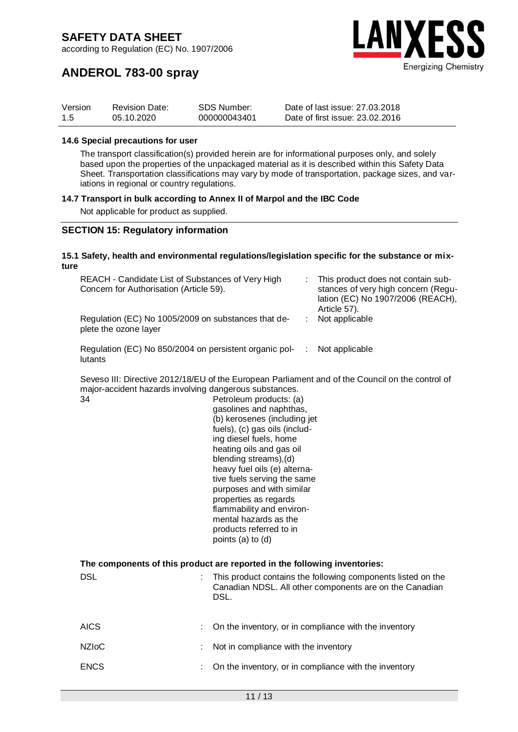### 14.6 Special precautions for user

The transport classification(s) provided herein are for informational purposes only, and solely based upon the properties of the unpackaged material as it is described within this Safety Data Sheet. Transportation classifications may vary by mode of transportation, package sizes, and variations in regional or country regulations.

### 14.7 Transport in bulk according to Annex II of Marpol and the IBC Code

Not applicable for product as supplied.

## SECTION 15: Regulatory information

### 15.1 Safety, health and environmental regulations/legislation specific for the substance or mixture

| | | |
|---|---|---|
| REACH - Candidate List of Substances of Very High Concern for Authorisation (Article 59). | : | This product does not contain substances of very high concern (Regulation (EC) No 1907/2006 (REACH), Article 57). |
| Regulation (EC) No 1005/2009 on substances that deplete the ozone layer | : | Not applicable |
| Regulation (EC) No 850/2004 on persistent organic pollutants | : | Not applicable |

Seveso III: Directive 2012/18/EU of the European Parliament and of the Council on the control of major-accident hazards involving dangerous substances.

| | |
|---|---|
| 34 | Petroleum products: (a) gasolines and naphthas, (b) kerosenes (including jet fuels), (c) gas oils (including diesel fuels, home heating oils and gas oil blending streams),(d) heavy fuel oils (e) alternative fuels serving the same purposes and with similar properties as regards flammability and environmental hazards as the products referred to in points (a) to (d) |

**The components of this product are reported in the following inventories:**

| | | |
|---|---|---|
| DSL | : | This product contains the following components listed on the Canadian NDSL. All other components are on the Canadian DSL. |
| AICS | : | On the inventory, or in compliance with the inventory |
| NZIoC | : | Not in compliance with the inventory |
| ENCS | : | On the inventory, or in compliance with the inventory |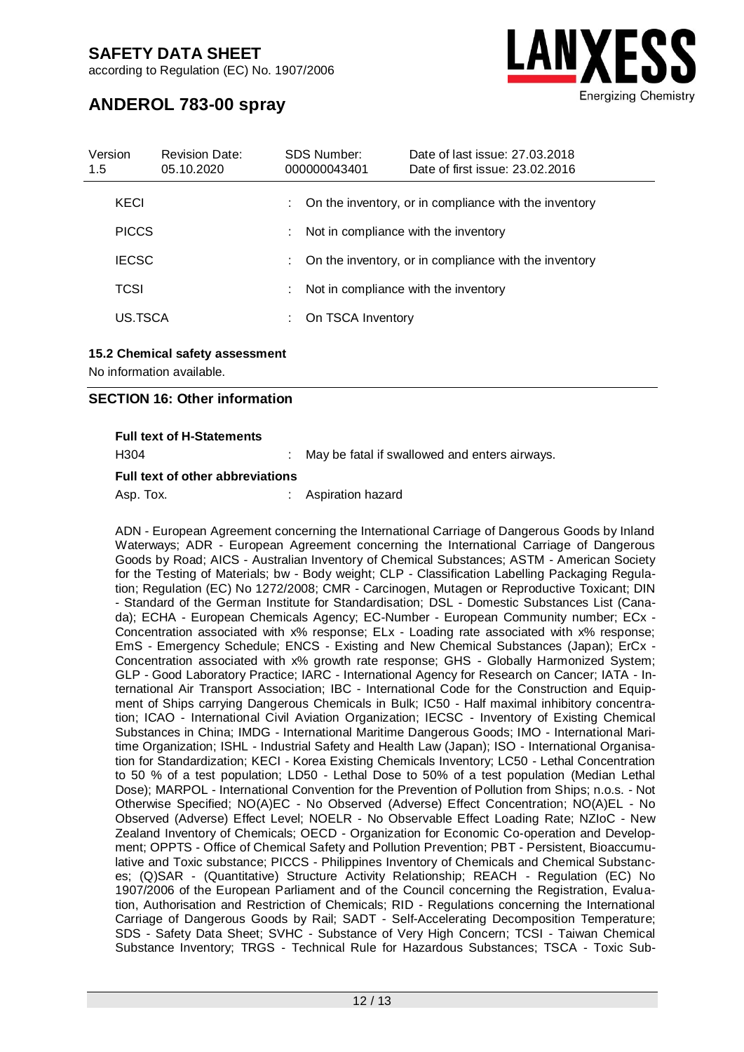| | | |
|---|---|---|
| KECI | : | On the inventory, or in compliance with the inventory |
| PICCS | : | Not in compliance with the inventory |
| IECSC | : | On the inventory, or in compliance with the inventory |
| TCSI | : | Not in compliance with the inventory |
| US.TSCA | : | On TSCA Inventory |

**15.2 Chemical safety assessment**

No information available.

## SECTION 16: Other information

**Full text of H-Statements**

| | | |
|---|---|---|
| H304 | : | May be fatal if swallowed and enters airways. |

**Full text of other abbreviations**

| | | |
|---|---|---|
| Asp. Tox. | : | Aspiration hazard |

ADN - European Agreement concerning the International Carriage of Dangerous Goods by Inland Waterways; ADR - European Agreement concerning the International Carriage of Dangerous Goods by Road; AICS - Australian Inventory of Chemical Substances; ASTM - American Society for the Testing of Materials; bw - Body weight; CLP - Classification Labelling Packaging Regulation; Regulation (EC) No 1272/2008; CMR - Carcinogen, Mutagen or Reproductive Toxicant; DIN - Standard of the German Institute for Standardisation; DSL - Domestic Substances List (Canada); ECHA - European Chemicals Agency; EC-Number - European Community number; ECx - Concentration associated with x% response; ELx - Loading rate associated with x% response; EmS - Emergency Schedule; ENCS - Existing and New Chemical Substances (Japan); ErCx - Concentration associated with x% growth rate response; GHS - Globally Harmonized System; GLP - Good Laboratory Practice; IARC - International Agency for Research on Cancer; IATA - International Air Transport Association; IBC - International Code for the Construction and Equipment of Ships carrying Dangerous Chemicals in Bulk; IC50 - Half maximal inhibitory concentration; ICAO - International Civil Aviation Organization; IECSC - Inventory of Existing Chemical Substances in China; IMDG - International Maritime Dangerous Goods; IMO - International Maritime Organization; ISHL - Industrial Safety and Health Law (Japan); ISO - International Organisation for Standardization; KECI - Korea Existing Chemicals Inventory; LC50 - Lethal Concentration to 50 % of a test population; LD50 - Lethal Dose to 50% of a test population (Median Lethal Dose); MARPOL - International Convention for the Prevention of Pollution from Ships; n.o.s. - Not Otherwise Specified; NO(A)EC - No Observed (Adverse) Effect Concentration; NO(A)EL - No Observed (Adverse) Effect Level; NOELR - No Observable Effect Loading Rate; NZIoC - New Zealand Inventory of Chemicals; OECD - Organization for Economic Co-operation and Development; OPPTS - Office of Chemical Safety and Pollution Prevention; PBT - Persistent, Bioaccumulative and Toxic substance; PICCS - Philippines Inventory of Chemicals and Chemical Substances; (Q)SAR - (Quantitative) Structure Activity Relationship; REACH - Regulation (EC) No 1907/2006 of the European Parliament and of the Council concerning the Registration, Evaluation, Authorisation and Restriction of Chemicals; RID - Regulations concerning the International Carriage of Dangerous Goods by Rail; SADT - Self-Accelerating Decomposition Temperature; SDS - Safety Data Sheet; SVHC - Substance of Very High Concern; TCSI - Taiwan Chemical Substance Inventory; TRGS - Technical Rule for Hazardous Substances; TSCA - Toxic Sub-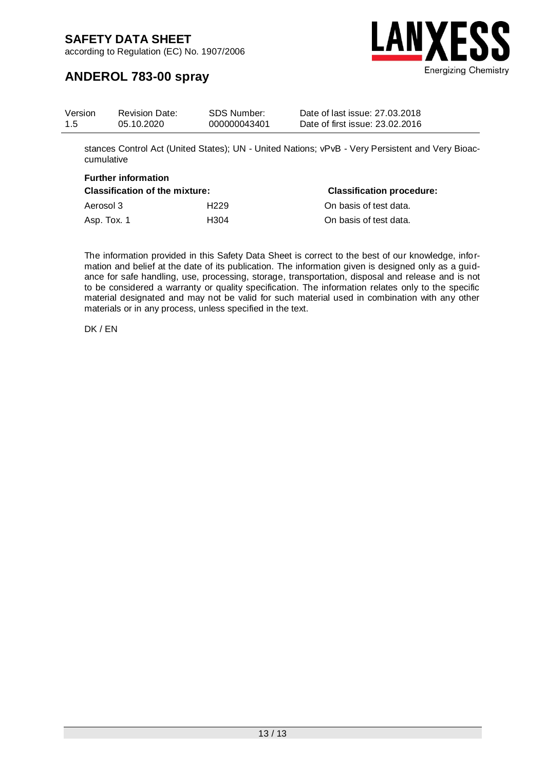stances Control Act (United States); UN - United Nations; vPvB - Very Persistent and Very Bioaccumulative

**Further information**

| Classification of the mixture: | | Classification procedure: |
|---|---|---|
| Aerosol 3 | H229 | On basis of test data. |
| Asp. Tox. 1 | H304 | On basis of test data. |

The information provided in this Safety Data Sheet is correct to the best of our knowledge, information and belief at the date of its publication. The information given is designed only as a guidance for safe handling, use, processing, storage, transportation, disposal and release and is not to be considered a warranty or quality specification. The information relates only to the specific material designated and may not be valid for such material used in combination with any other materials or in any process, unless specified in the text.

DK / EN